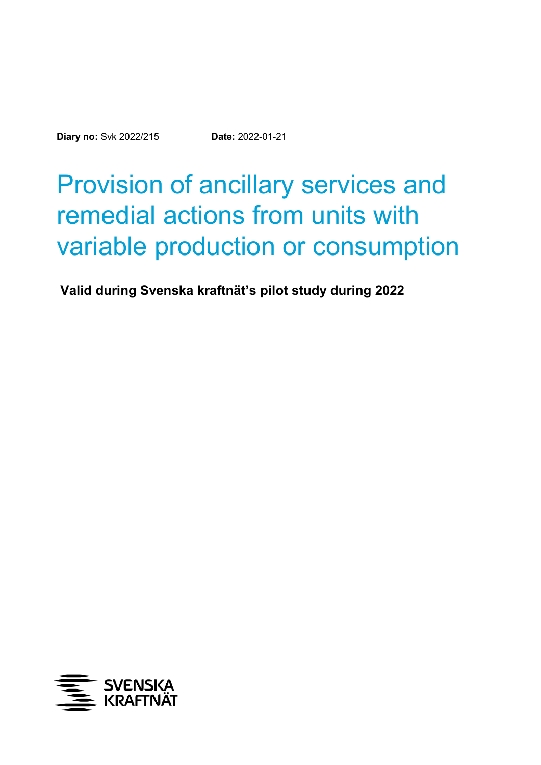**Diary no:** Svk 2022/215 **Date:** 2022-01-21

# Provision of ancillary services and remedial actions from units with variable production or consumption

**Valid during Svenska kraftnät's pilot study during 2022**

SVENSKA KRAFTNÄT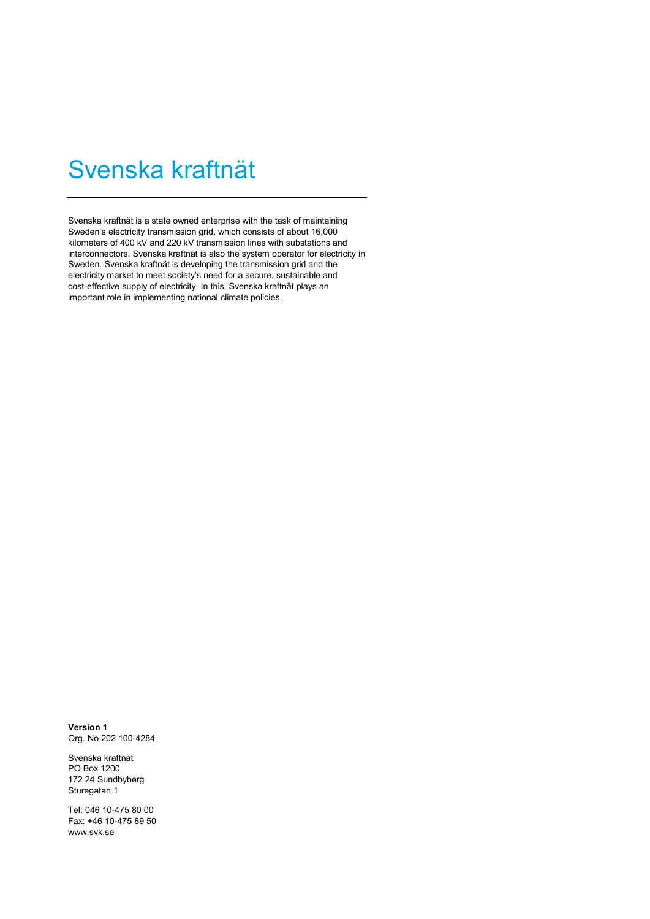# Svenska kraftnät

Svenska kraftnät is a state owned enterprise with the task of maintaining Sweden's electricity transmission grid, which consists of about 16,000 kilometers of 400 kV and 220 kV transmission lines with substations and interconnectors. Svenska kraftnät is also the system operator for electricity in Sweden. Svenska kraftnät is developing the transmission grid and the electricity market to meet society's need for a secure, sustainable and cost-effective supply of electricity. In this, Svenska kraftnät plays an important role in implementing national climate policies.

**Version 1**
Org. No 202 100-4284

Svenska kraftnät
PO Box 1200
172 24 Sundbyberg
Sturegatan 1

Tel: 046 10-475 80 00
Fax: +46 10-475 89 50
www.svk.se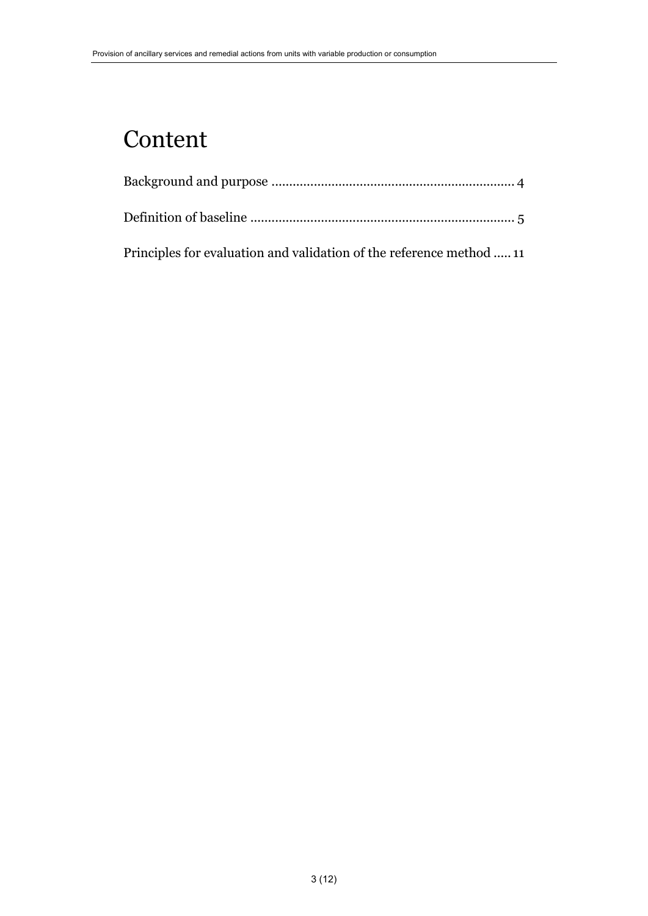# Content

Background and purpose .................................................................... 4

Definition of baseline .......................................................................... 5

Principles for evaluation and validation of the reference method ..... 11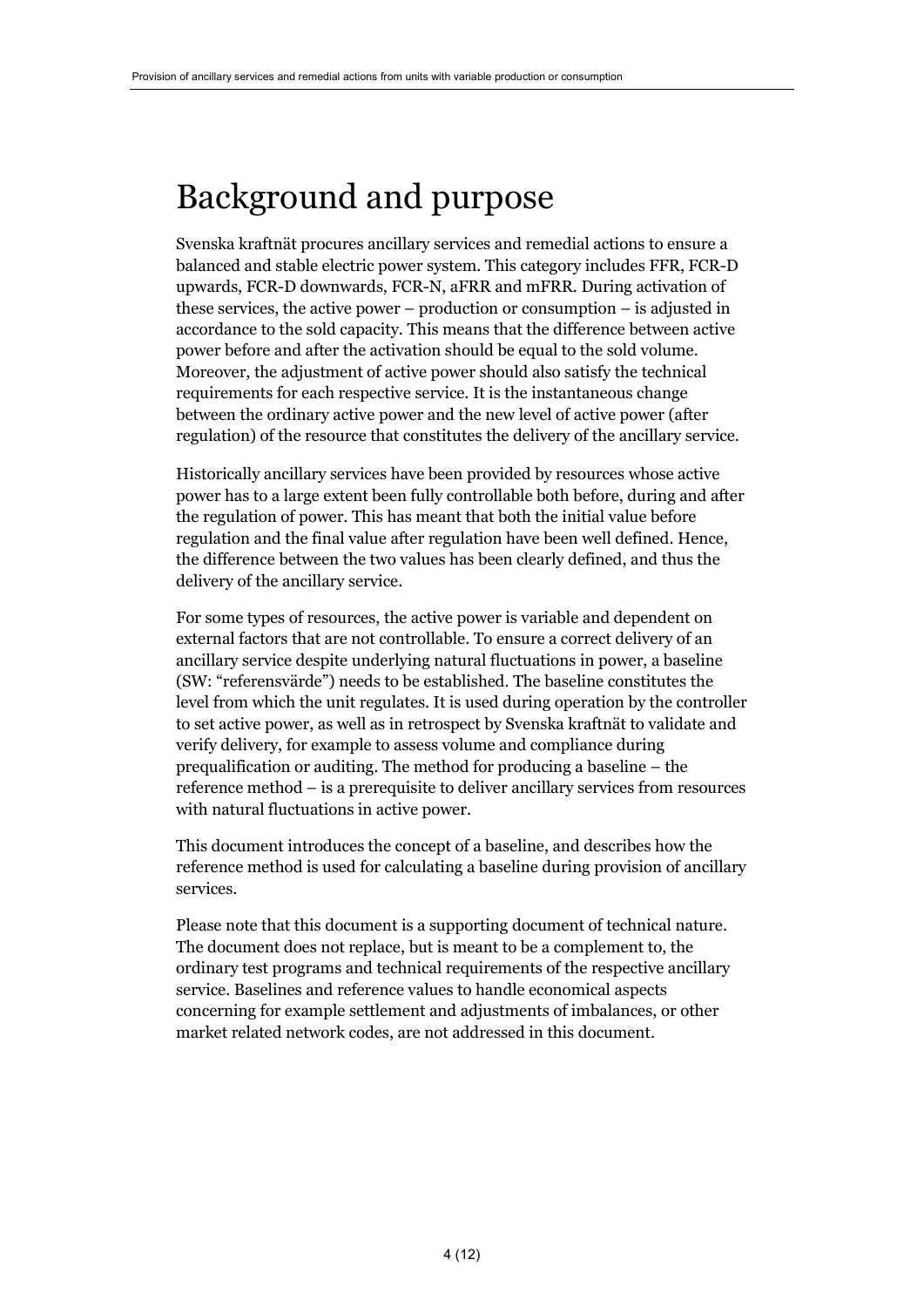# Background and purpose

Svenska kraftnät procures ancillary services and remedial actions to ensure a balanced and stable electric power system. This category includes FFR, FCR-D upwards, FCR-D downwards, FCR-N, aFRR and mFRR. During activation of these services, the active power – production or consumption – is adjusted in accordance to the sold capacity. This means that the difference between active power before and after the activation should be equal to the sold volume. Moreover, the adjustment of active power should also satisfy the technical requirements for each respective service. It is the instantaneous change between the ordinary active power and the new level of active power (after regulation) of the resource that constitutes the delivery of the ancillary service.

Historically ancillary services have been provided by resources whose active power has to a large extent been fully controllable both before, during and after the regulation of power. This has meant that both the initial value before regulation and the final value after regulation have been well defined. Hence, the difference between the two values has been clearly defined, and thus the delivery of the ancillary service.

For some types of resources, the active power is variable and dependent on external factors that are not controllable. To ensure a correct delivery of an ancillary service despite underlying natural fluctuations in power, a baseline (SW: "referensvärde") needs to be established. The baseline constitutes the level from which the unit regulates. It is used during operation by the controller to set active power, as well as in retrospect by Svenska kraftnät to validate and verify delivery, for example to assess volume and compliance during prequalification or auditing. The method for producing a baseline – the reference method – is a prerequisite to deliver ancillary services from resources with natural fluctuations in active power.

This document introduces the concept of a baseline, and describes how the reference method is used for calculating a baseline during provision of ancillary services.

Please note that this document is a supporting document of technical nature. The document does not replace, but is meant to be a complement to, the ordinary test programs and technical requirements of the respective ancillary service. Baselines and reference values to handle economical aspects concerning for example settlement and adjustments of imbalances, or other market related network codes, are not addressed in this document.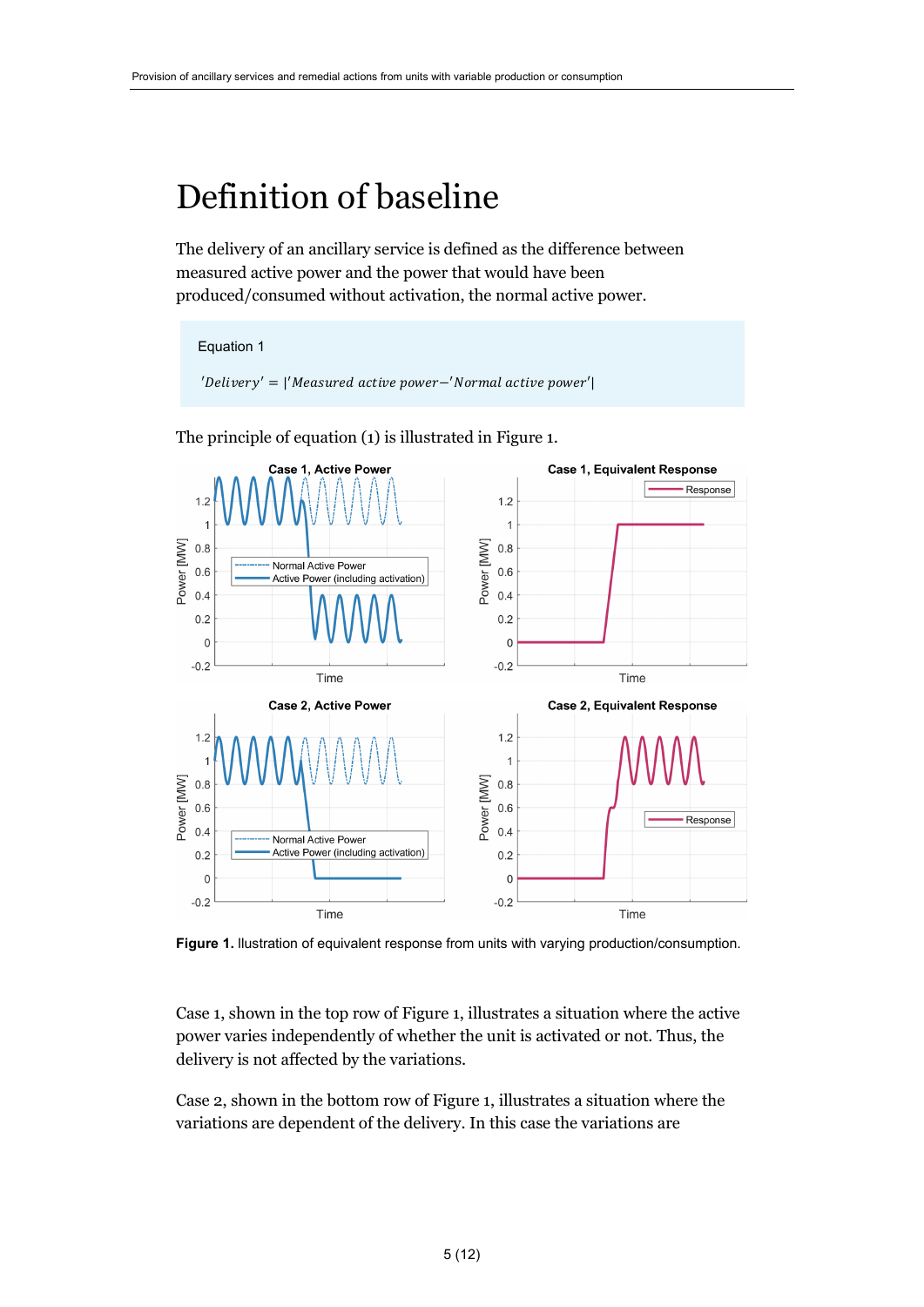# Definition of baseline

The delivery of an ancillary service is defined as the difference between measured active power and the power that would have been produced/consumed without activation, the normal active power.

Equation 1

$$'Delivery' = |'Measured\ active\ power - 'Normal\ active\ power'|$$

The principle of equation (1) is illustrated in Figure 1.

**Figure 1.** Illustration of equivalent response from units with varying production/consumption.

Case 1, shown in the top row of Figure 1, illustrates a situation where the active power varies independently of whether the unit is activated or not. Thus, the delivery is not affected by the variations.

Case 2, shown in the bottom row of Figure 1, illustrates a situation where the variations are dependent of the delivery. In this case the variations are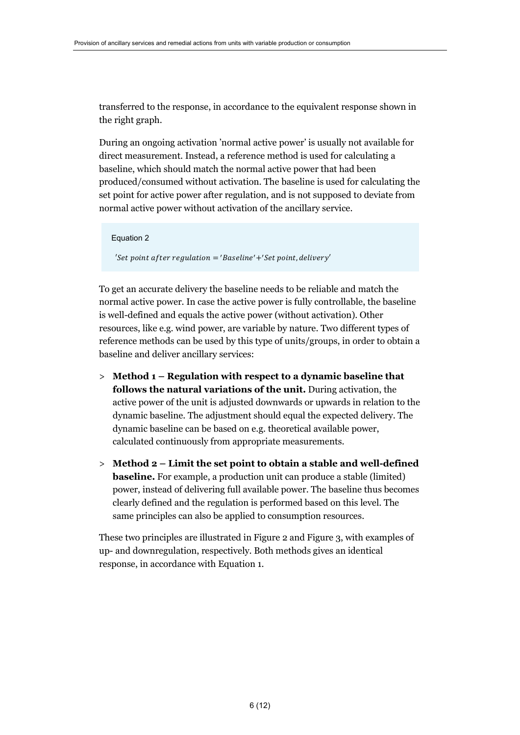transferred to the response, in accordance to the equivalent response shown in the right graph.

During an ongoing activation 'normal active power' is usually not available for direct measurement. Instead, a reference method is used for calculating a baseline, which should match the normal active power that had been produced/consumed without activation. The baseline is used for calculating the set point for active power after regulation, and is not supposed to deviate from normal active power without activation of the ancillary service.

Equation 2

$$'Set\ point\ after\ regulation = 'Baseline' + 'Set\ point, delivery'$$

To get an accurate delivery the baseline needs to be reliable and match the normal active power. In case the active power is fully controllable, the baseline is well-defined and equals the active power (without activation). Other resources, like e.g. wind power, are variable by nature. Two different types of reference methods can be used by this type of units/groups, in order to obtain a baseline and deliver ancillary services:

> **Method 1 – Regulation with respect to a dynamic baseline that follows the natural variations of the unit.** During activation, the active power of the unit is adjusted downwards or upwards in relation to the dynamic baseline. The adjustment should equal the expected delivery. The dynamic baseline can be based on e.g. theoretical available power, calculated continuously from appropriate measurements.

> **Method 2 – Limit the set point to obtain a stable and well-defined baseline.** For example, a production unit can produce a stable (limited) power, instead of delivering full available power. The baseline thus becomes clearly defined and the regulation is performed based on this level. The same principles can also be applied to consumption resources.

These two principles are illustrated in Figure 2 and Figure 3, with examples of up- and downregulation, respectively. Both methods gives an identical response, in accordance with Equation 1.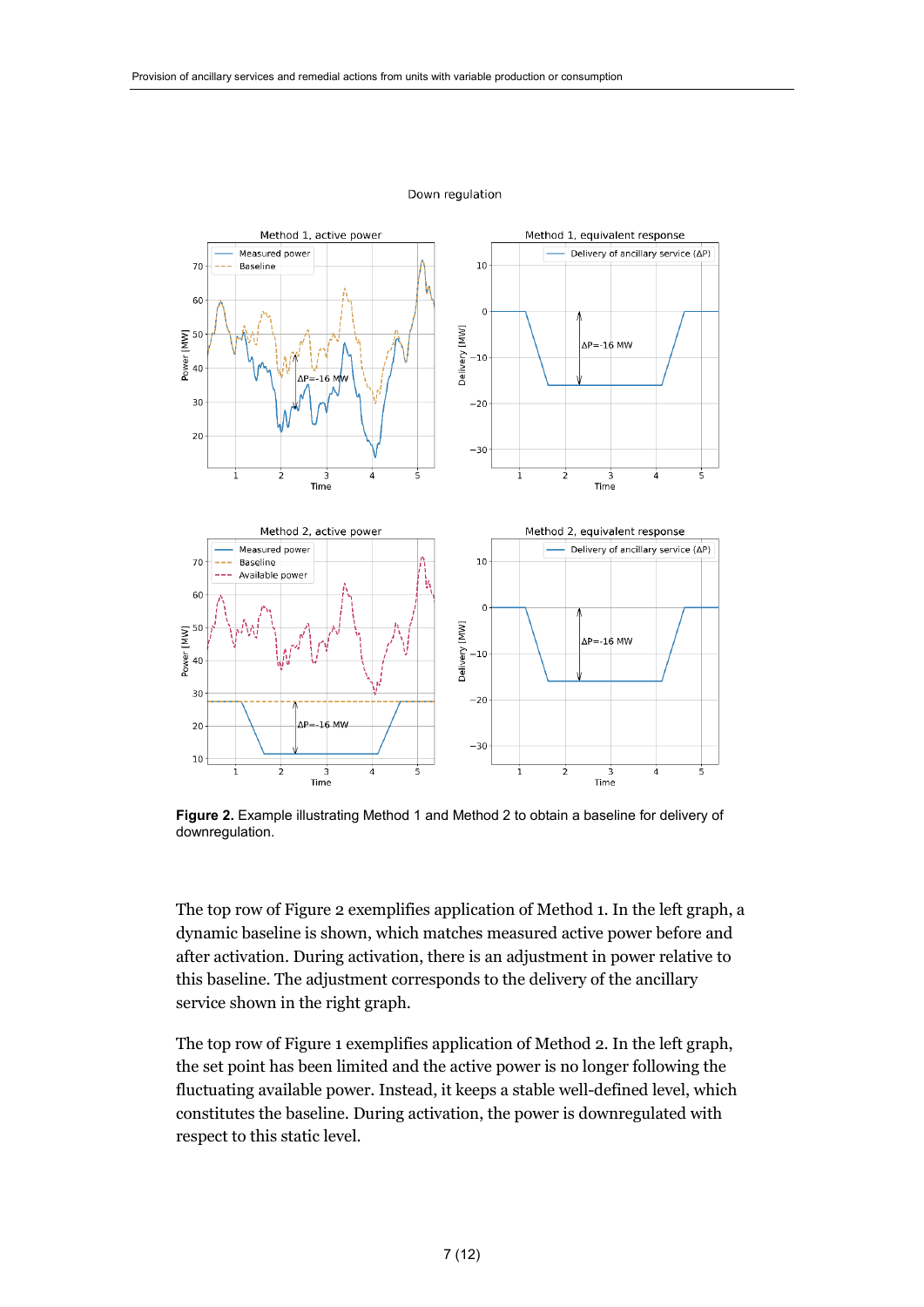**Figure 2.** Example illustrating Method 1 and Method 2 to obtain a baseline for delivery of downregulation.

The top row of Figure 2 exemplifies application of Method 1. In the left graph, a dynamic baseline is shown, which matches measured active power before and after activation. During activation, there is an adjustment in power relative to this baseline. The adjustment corresponds to the delivery of the ancillary service shown in the right graph.

The top row of Figure 1 exemplifies application of Method 2. In the left graph, the set point has been limited and the active power is no longer following the fluctuating available power. Instead, it keeps a stable well-defined level, which constitutes the baseline. During activation, the power is downregulated with respect to this static level.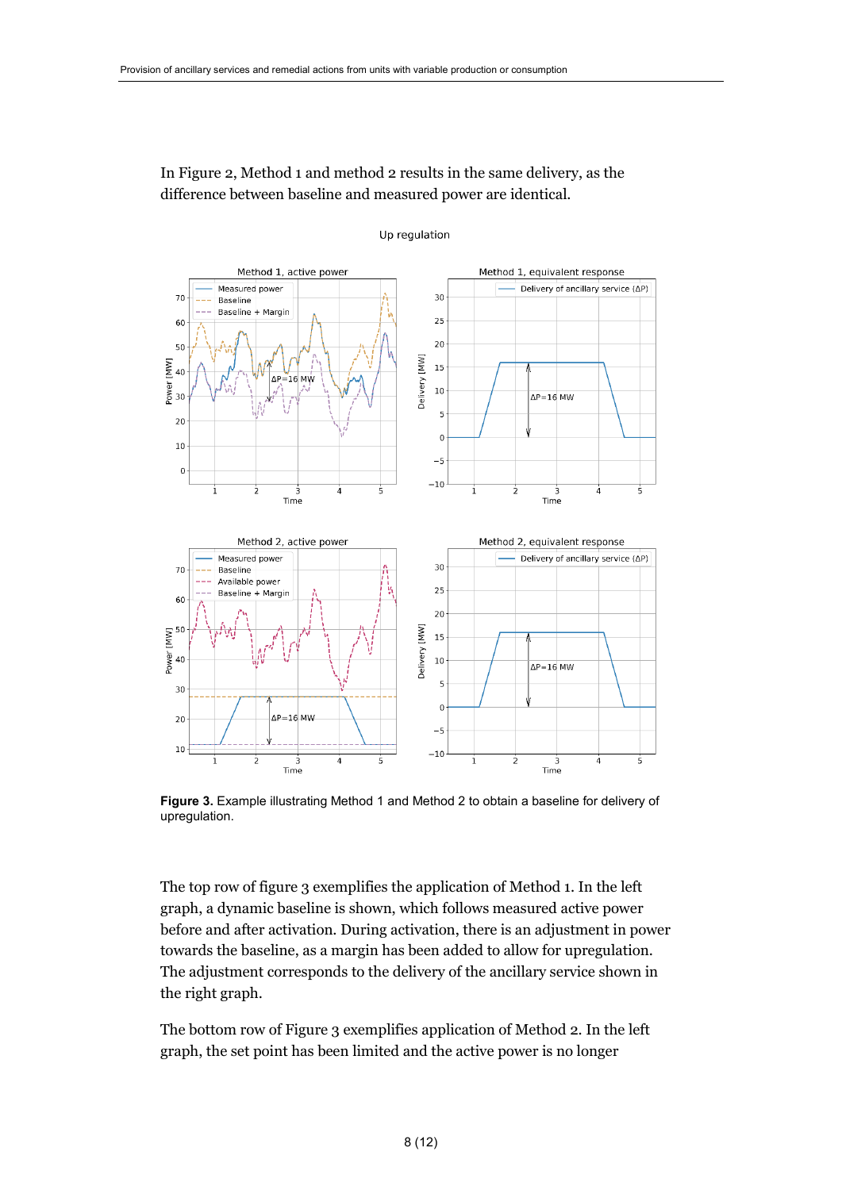In Figure 2, Method 1 and method 2 results in the same delivery, as the difference between baseline and measured power are identical.

**Figure 3.** Example illustrating Method 1 and Method 2 to obtain a baseline for delivery of upregulation.

The top row of figure 3 exemplifies the application of Method 1. In the left graph, a dynamic baseline is shown, which follows measured active power before and after activation. During activation, there is an adjustment in power towards the baseline, as a margin has been added to allow for upregulation. The adjustment corresponds to the delivery of the ancillary service shown in the right graph.

The bottom row of Figure 3 exemplifies application of Method 2. In the left graph, the set point has been limited and the active power is no longer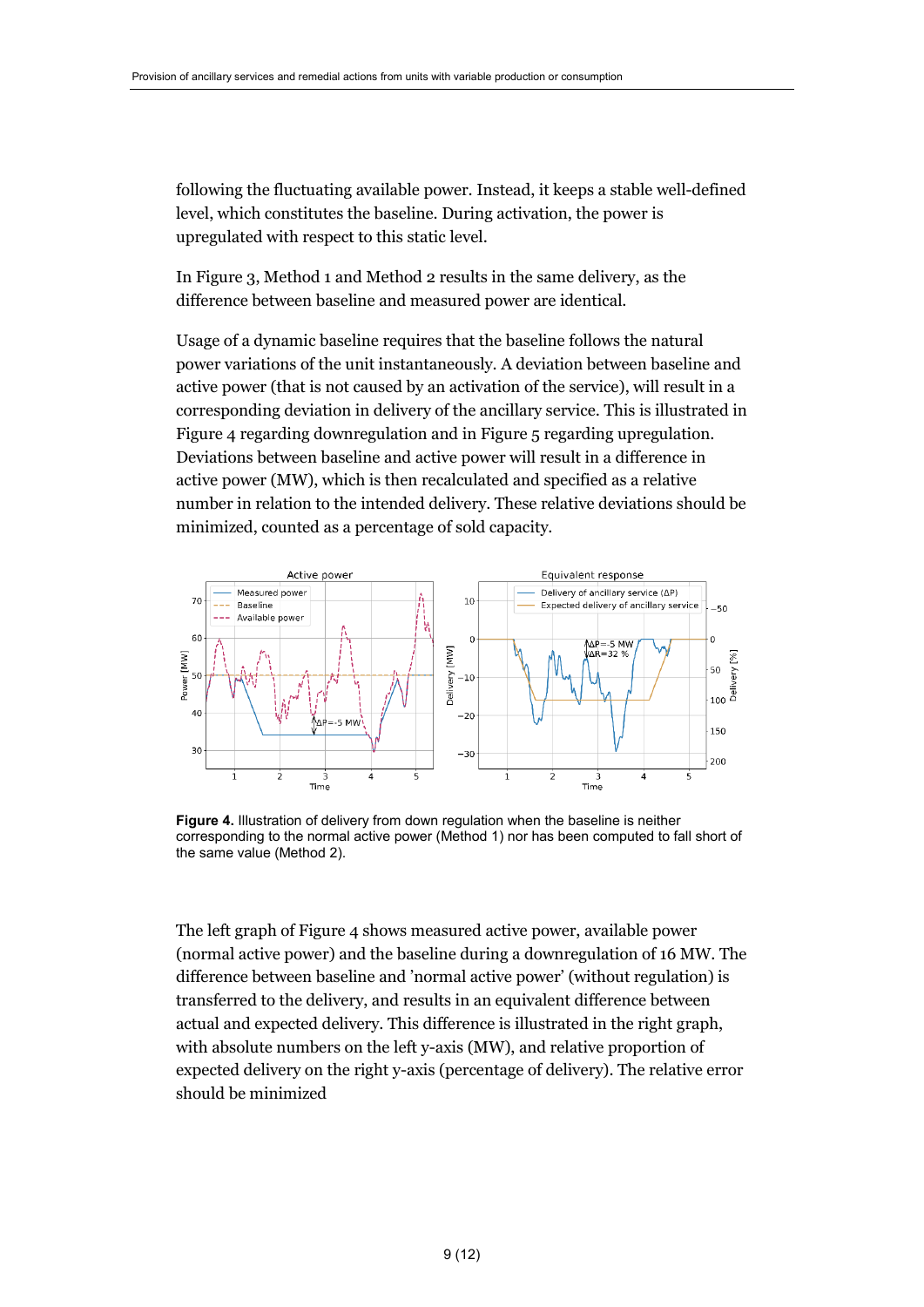following the fluctuating available power. Instead, it keeps a stable well-defined level, which constitutes the baseline. During activation, the power is upregulated with respect to this static level.

In Figure 3, Method 1 and Method 2 results in the same delivery, as the difference between baseline and measured power are identical.

Usage of a dynamic baseline requires that the baseline follows the natural power variations of the unit instantaneously. A deviation between baseline and active power (that is not caused by an activation of the service), will result in a corresponding deviation in delivery of the ancillary service. This is illustrated in Figure 4 regarding downregulation and in Figure 5 regarding upregulation. Deviations between baseline and active power will result in a difference in active power (MW), which is then recalculated and specified as a relative number in relation to the intended delivery. These relative deviations should be minimized, counted as a percentage of sold capacity.

**Figure 4.** Illustration of delivery from down regulation when the baseline is neither corresponding to the normal active power (Method 1) nor has been computed to fall short of the same value (Method 2).

The left graph of Figure 4 shows measured active power, available power (normal active power) and the baseline during a downregulation of 16 MW. The difference between baseline and 'normal active power' (without regulation) is transferred to the delivery, and results in an equivalent difference between actual and expected delivery. This difference is illustrated in the right graph, with absolute numbers on the left y-axis (MW), and relative proportion of expected delivery on the right y-axis (percentage of delivery). The relative error should be minimized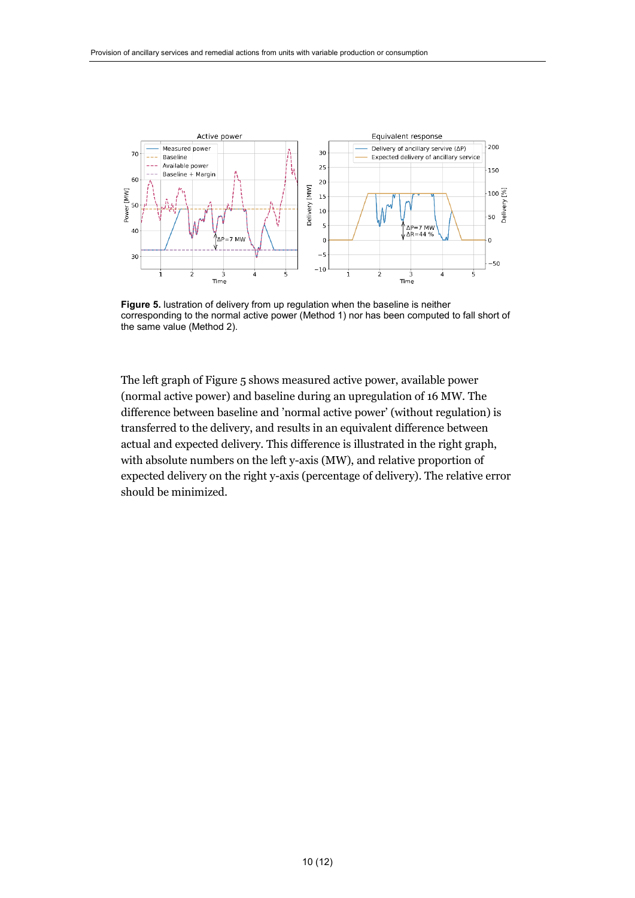**Figure 5.** lustration of delivery from up regulation when the baseline is neither corresponding to the normal active power (Method 1) nor has been computed to fall short of the same value (Method 2).

The left graph of Figure 5 shows measured active power, available power (normal active power) and baseline during an upregulation of 16 MW. The difference between baseline and 'normal active power' (without regulation) is transferred to the delivery, and results in an equivalent difference between actual and expected delivery. This difference is illustrated in the right graph, with absolute numbers on the left y-axis (MW), and relative proportion of expected delivery on the right y-axis (percentage of delivery). The relative error should be minimized.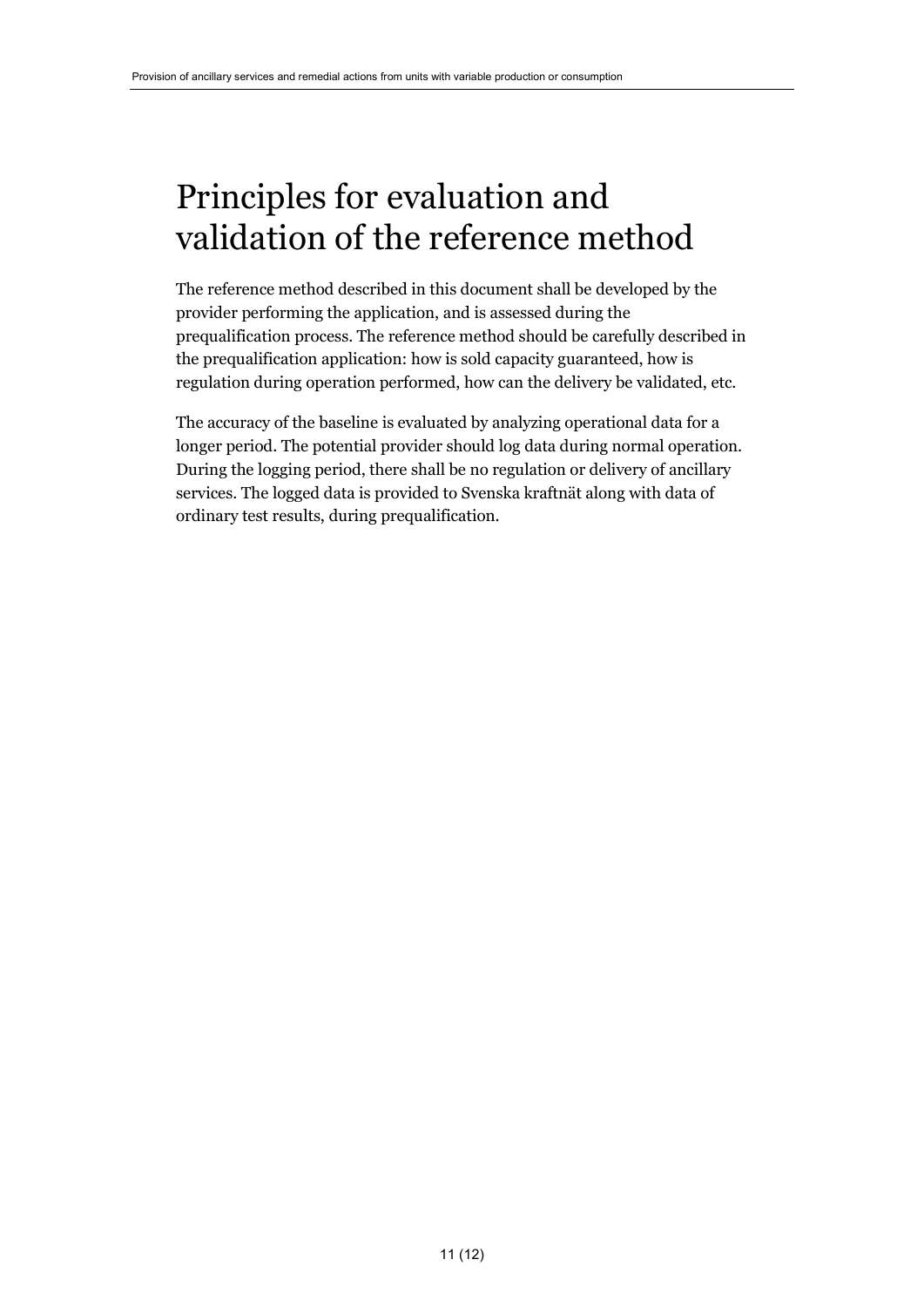# Principles for evaluation and validation of the reference method

The reference method described in this document shall be developed by the provider performing the application, and is assessed during the prequalification process. The reference method should be carefully described in the prequalification application: how is sold capacity guaranteed, how is regulation during operation performed, how can the delivery be validated, etc.

The accuracy of the baseline is evaluated by analyzing operational data for a longer period. The potential provider should log data during normal operation. During the logging period, there shall be no regulation or delivery of ancillary services. The logged data is provided to Svenska kraftnät along with data of ordinary test results, during prequalification.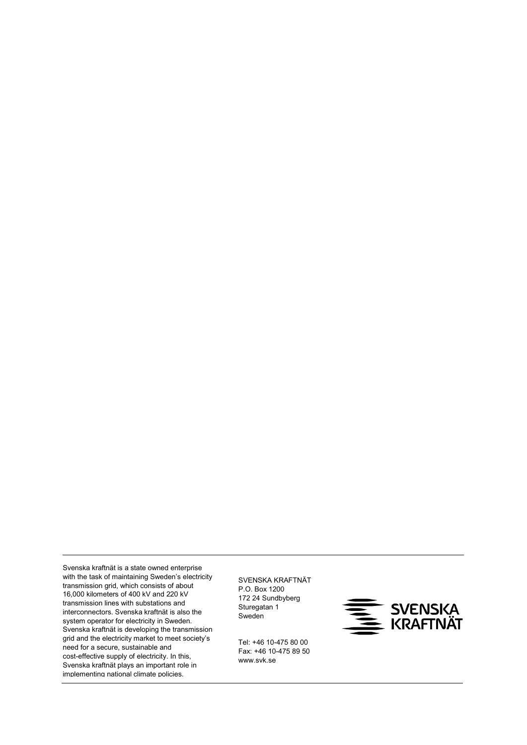Svenska kraftnät is a state owned enterprise with the task of maintaining Sweden's electricity transmission grid, which consists of about 16,000 kilometers of 400 kV and 220 kV transmission lines with substations and interconnectors. Svenska kraftnät is also the system operator for electricity in Sweden. Svenska kraftnät is developing the transmission grid and the electricity market to meet society's need for a secure, sustainable and cost-effective supply of electricity. In this, Svenska kraftnät plays an important role in implementing national climate policies.

SVENSKA KRAFTNÄT
P.O. Box 1200
172 24 Sundbyberg
Sturegatan 1
Sweden

Tel: +46 10-475 80 00
Fax: +46 10-475 89 50
www.svk.se

SVENSKA KRAFTNÄT